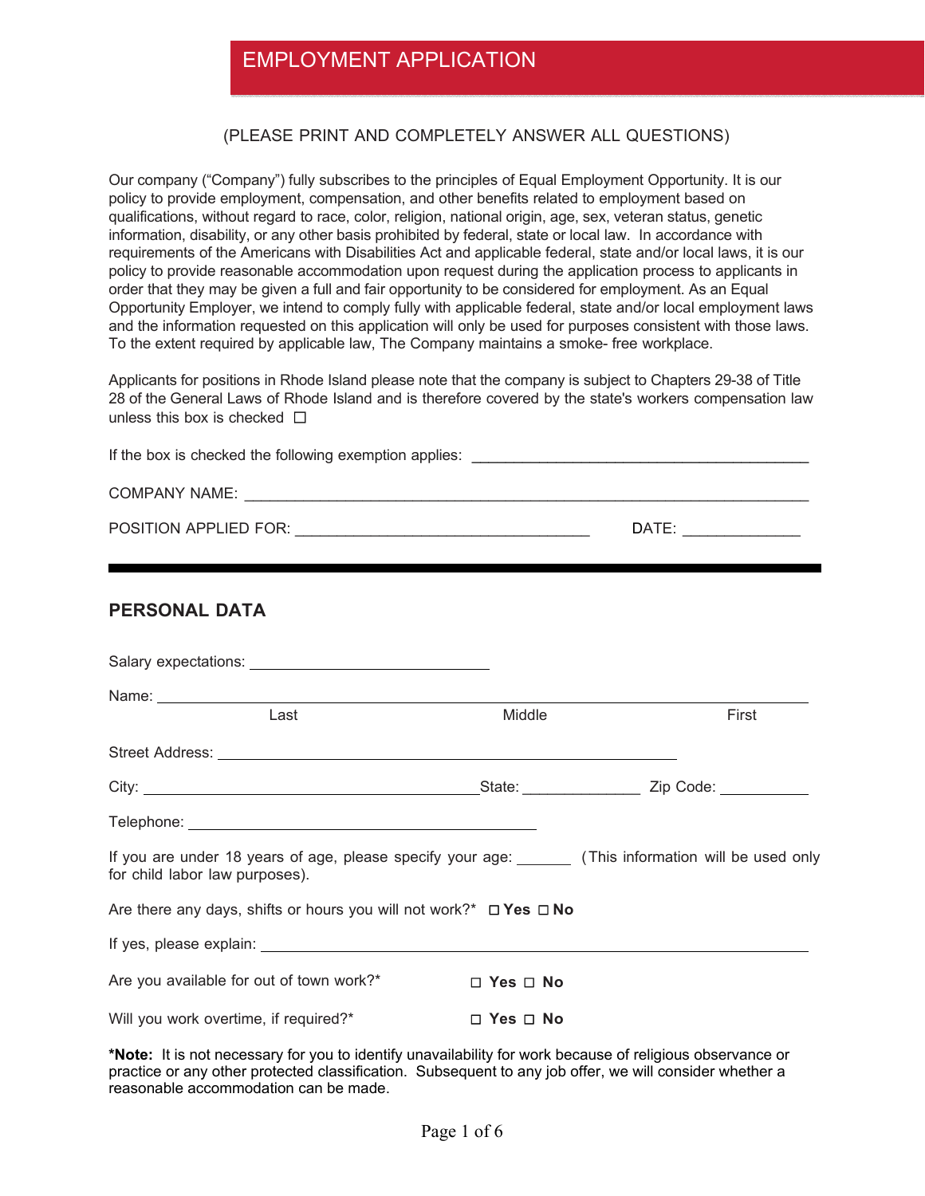# EMPLOYMENT APPLICATION

(PLEASE PRINT AND COMPLETELY ANSWER ALL QUESTIONS)

Our company ("Company") fully subscribes to the principles of Equal Employment Opportunity. It is our policy to provide employment, compensation, and other benefits related to employment based on qualifications, without regard to race, color, religion, national origin, age, sex, veteran status, genetic information, disability, or any other basis prohibited by federal, state or local law. In accordance with requirements of the Americans with Disabilities Act and applicable federal, state and/or local laws, it is our policy to provide reasonable accommodation upon request during the application process to applicants in order that they may be given a full and fair opportunity to be considered for employment. As an Equal Opportunity Employer, we intend to comply fully with applicable federal, state and/or local employment laws and the information requested on this application will only be used for purposes consistent with those laws. To the extent required by applicable law, The Company maintains a smoke- free workplace.

Applicants for positions in Rhode Island please note that the company is subject to Chapters 29-38 of Title 28 of the General Laws of Rhode Island and is therefore covered by the state's workers compensation law unless this box is checked ☐

If the box is checked the following exemption applies: ________________________________________

COMPANY NAME: ________________________________________________________________

POSITION APPLIED FOR: __________________________________ DATE: ______________

---

## PERSONAL DATA

Salary expectations: ____________________________

Name: ________________________________________________________________
Last Middle First

Street Address: ______________________________________________________

City: ________________________________________ State: ______________ Zip Code: ___________

Telephone: __________________________________________

If you are under 18 years of age, please specify your age: _______ (This information will be used only for child labor law purposes).

Are there any days, shifts or hours you will not work?* ☐ **Yes** ☐ **No**

If yes, please explain: ________________________________________________________________

Are you available for out of town work?* ☐ **Yes** ☐ **No**

Will you work overtime, if required?* ☐ **Yes** ☐ **No**

***Note:** It is not necessary for you to identify unavailability for work because of religious observance or practice or any other protected classification. Subsequent to any job offer, we will consider whether a reasonable accommodation can be made.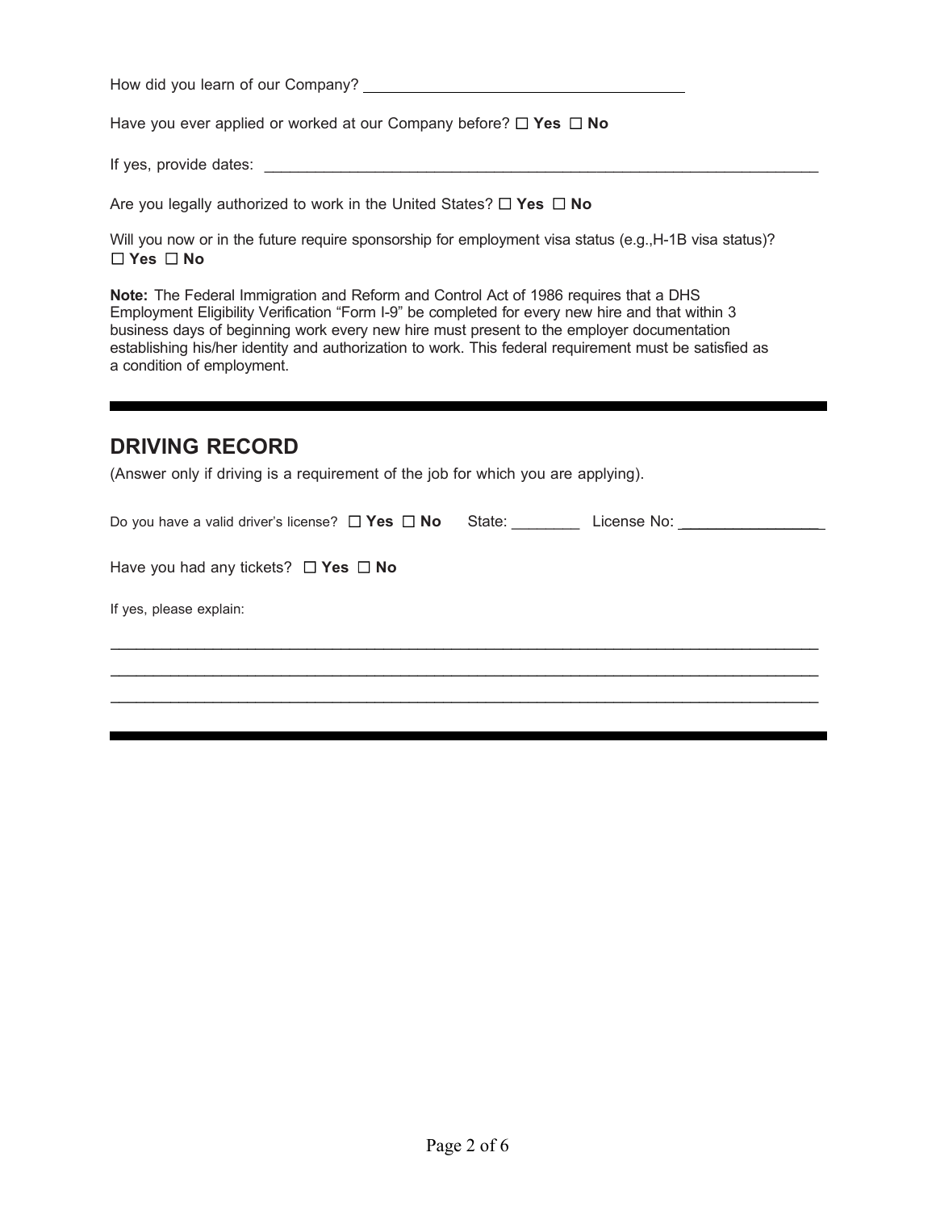How did you learn of our Company? ______________________________________

Have you ever applied or worked at our Company before? ☐ **Yes** ☐ **No**

If yes, provide dates: ______________________________________________________________________

Are you legally authorized to work in the United States? ☐ **Yes** ☐ **No**

Will you now or in the future require sponsorship for employment visa status (e.g.,H-1B visa status)?
☐ **Yes** ☐ **No**

**Note:** The Federal Immigration and Reform and Control Act of 1986 requires that a DHS Employment Eligibility Verification "Form I-9" be completed for every new hire and that within 3 business days of beginning work every new hire must present to the employer documentation establishing his/her identity and authorization to work. This federal requirement must be satisfied as a condition of employment.

---

## DRIVING RECORD

(Answer only if driving is a requirement of the job for which you are applying).

Do you have a valid driver's license? ☐ **Yes** ☐ **No** State: ________ License No: ________________

Have you had any tickets? ☐ **Yes** ☐ **No**

If yes, please explain:

_____________________________________________________________________________________

_____________________________________________________________________________________

_____________________________________________________________________________________

---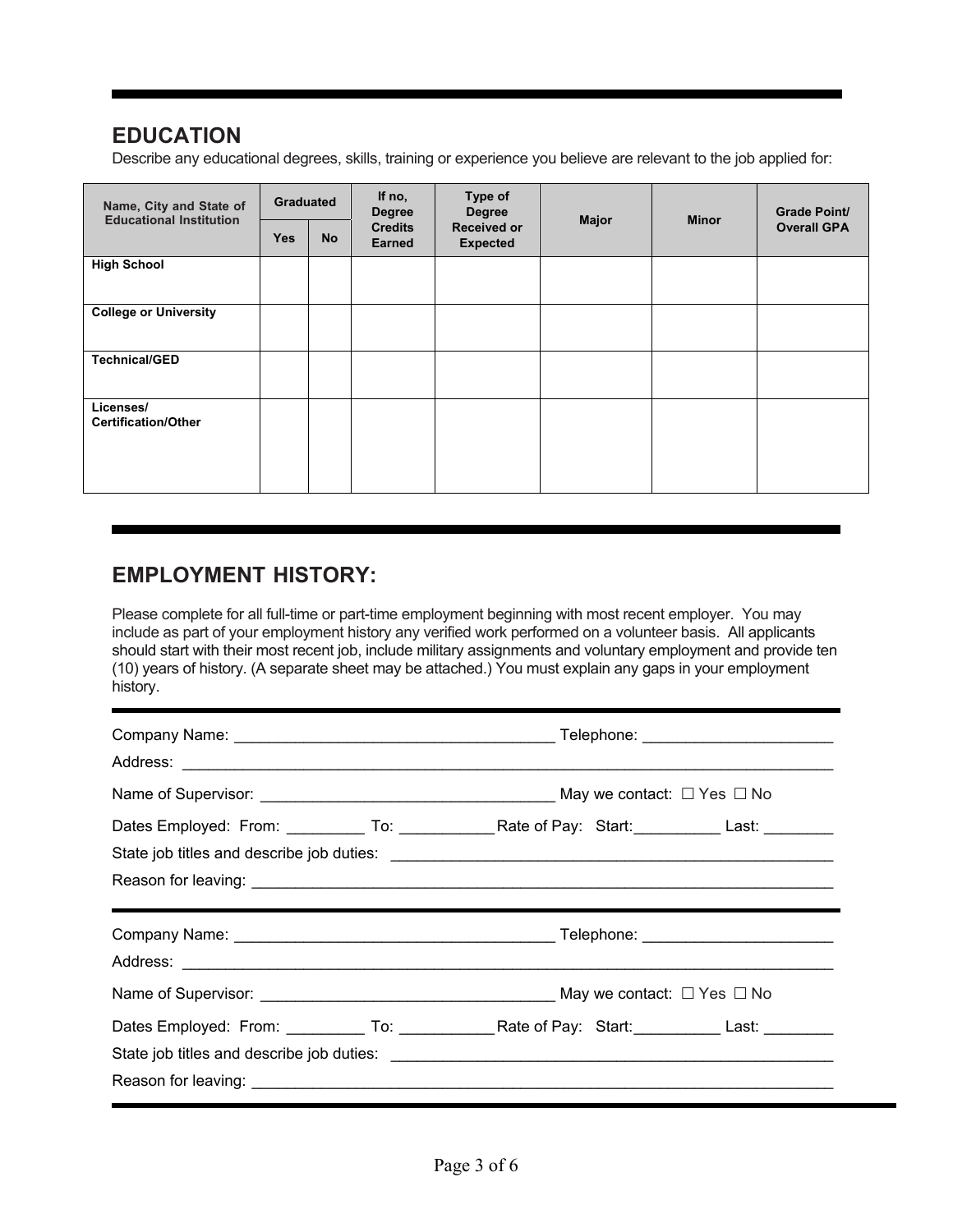## EDUCATION

Describe any educational degrees, skills, training or experience you believe are relevant to the job applied for:

| Name, City and State of Educational Institution | Graduated | | If no, Degree Credits Earned | Type of Degree Received or Expected | Major | Minor | Grade Point/ Overall GPA |
|---|---|---|---|---|---|---|---|
| | Yes | No | | | | | |
| **High School** | | | | | | | |
| **College or University** | | | | | | | |
| **Technical/GED** | | | | | | | |
| **Licenses/ Certification/Other** | | | | | | | |

---

## EMPLOYMENT HISTORY:

Please complete for all full-time or part-time employment beginning with most recent employer. You may include as part of your employment history any verified work performed on a volunteer basis. All applicants should start with their most recent job, include military assignments and voluntary employment and provide ten (10) years of history. (A separate sheet may be attached.) You must explain any gaps in your employment history.

---

Company Name: ____________________________________ Telephone: _____________________

Address: _____________________________________________________________________

Name of Supervisor: _________________________________ May we contact: ☐ Yes ☐ No

Dates Employed: From: _________ To: ___________ Rate of Pay: Start:__________ Last: ________

State job titles and describe job duties: __________________________________________________

Reason for leaving: ____________________________________________________________________

---

Company Name: ____________________________________ Telephone: _____________________

Address: _____________________________________________________________________

Name of Supervisor: _________________________________ May we contact: ☐ Yes ☐ No

Dates Employed: From: _________ To: ___________ Rate of Pay: Start:__________ Last: ________

State job titles and describe job duties: __________________________________________________

Reason for leaving: ____________________________________________________________________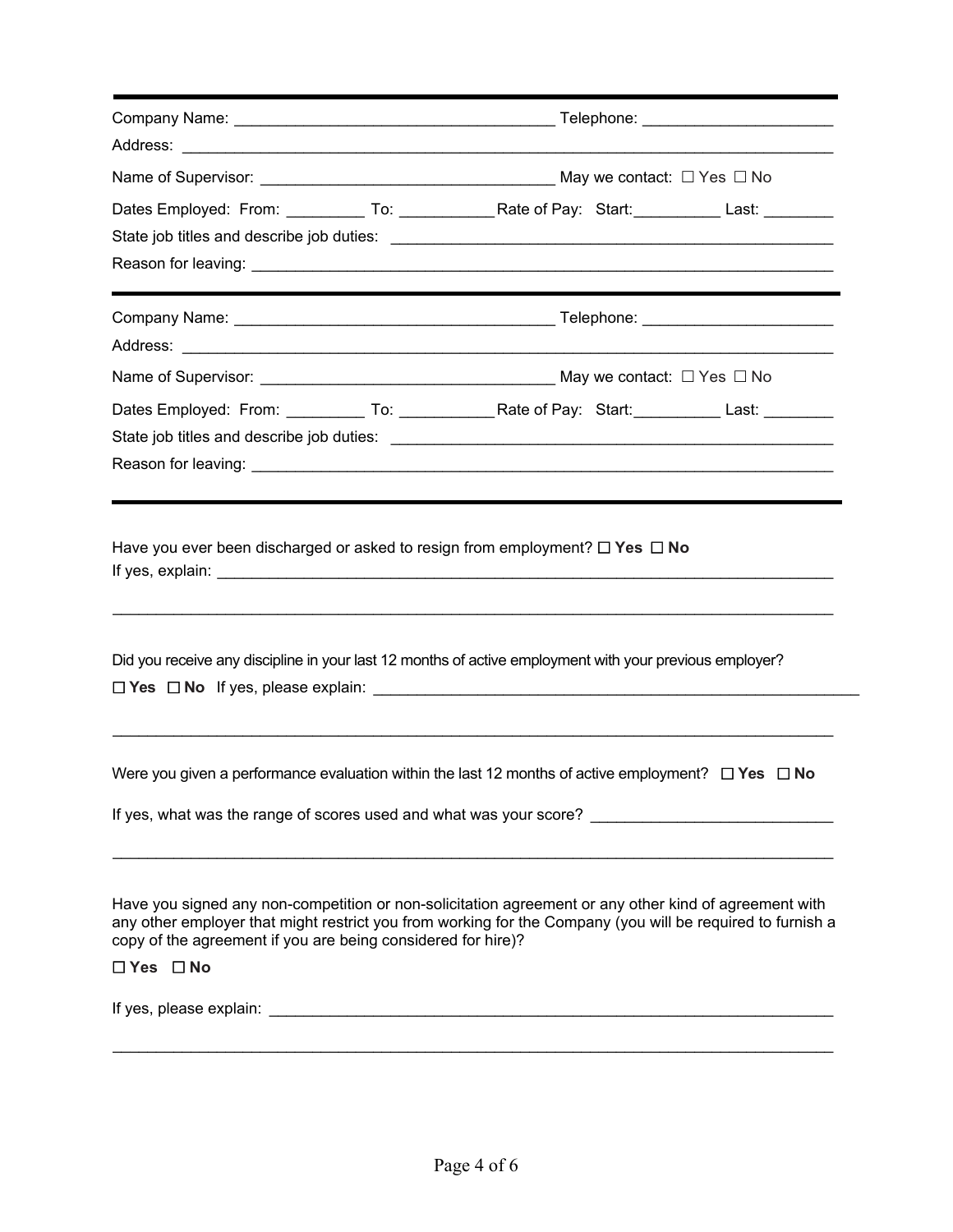---

Company Name: ____________________________________ Telephone: _____________________

Address: _________________________________________________________________________

Name of Supervisor: _________________________________ May we contact: ☐ Yes ☐ No

Dates Employed: From: _________ To: ___________ Rate of Pay: Start: __________ Last: ________

State job titles and describe job duties: __________________________________________________

Reason for leaving: ________________________________________________________________

---

Company Name: ____________________________________ Telephone: _____________________

Address: _________________________________________________________________________

Name of Supervisor: _________________________________ May we contact: ☐ Yes ☐ No

Dates Employed: From: _________ To: ___________ Rate of Pay: Start: __________ Last: ________

State job titles and describe job duties: __________________________________________________

Reason for leaving: ________________________________________________________________

---

Have you ever been discharged or asked to resign from employment? ☐ **Yes** ☐ **No**

If yes, explain: ___________________________________________________________________

_________________________________________________________________________________

Did you receive any discipline in your last 12 months of active employment with your previous employer?

☐ **Yes** ☐ **No** If yes, please explain: ________________________________________________

_________________________________________________________________________________

Were you given a performance evaluation within the last 12 months of active employment? ☐ **Yes** ☐ **No**

If yes, what was the range of scores used and what was your score? ___________________________

_________________________________________________________________________________

Have you signed any non-competition or non-solicitation agreement or any other kind of agreement with any other employer that might restrict you from working for the Company (you will be required to furnish a copy of the agreement if you are being considered for hire)?

☐ **Yes** ☐ **No**

If yes, please explain: ______________________________________________________________

_________________________________________________________________________________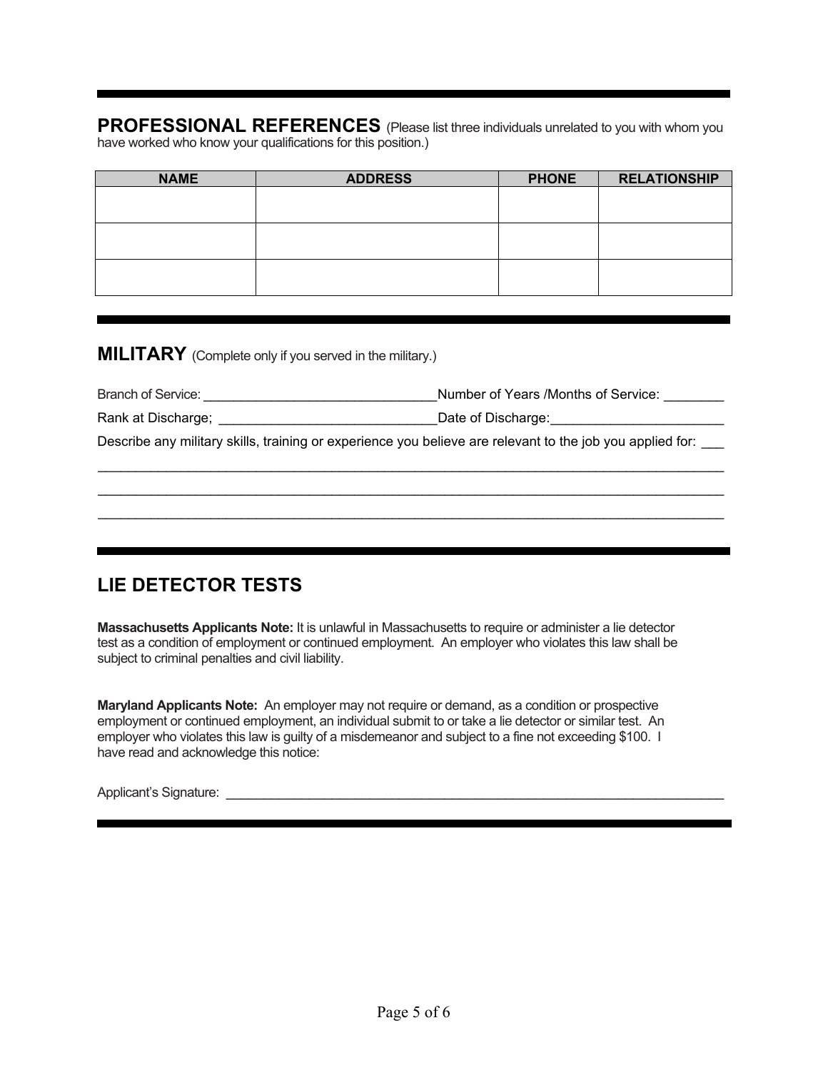## PROFESSIONAL REFERENCES (Please list three individuals unrelated to you with whom you have worked who know your qualifications for this position.)

| NAME | ADDRESS | PHONE | RELATIONSHIP |
|---|---|---|---|
| | | | |
| | | | |
| | | | |

## MILITARY (Complete only if you served in the military.)

Branch of Service: _______________________________Number of Years /Months of Service: ________

Rank at Discharge; _____________________________Date of Discharge:_______________________

Describe any military skills, training or experience you believe are relevant to the job you applied for: ___

_________________________________________________________________________________________

_________________________________________________________________________________________

_________________________________________________________________________________________

## LIE DETECTOR TESTS

**Massachusetts Applicants Note:** It is unlawful in Massachusetts to require or administer a lie detector test as a condition of employment or continued employment. An employer who violates this law shall be subject to criminal penalties and civil liability.

**Maryland Applicants Note:** An employer may not require or demand, as a condition or prospective employment or continued employment, an individual submit to or take a lie detector or similar test. An employer who violates this law is guilty of a misdemeanor and subject to a fine not exceeding $100. I have read and acknowledge this notice:

Applicant's Signature: ________________________________________________________________________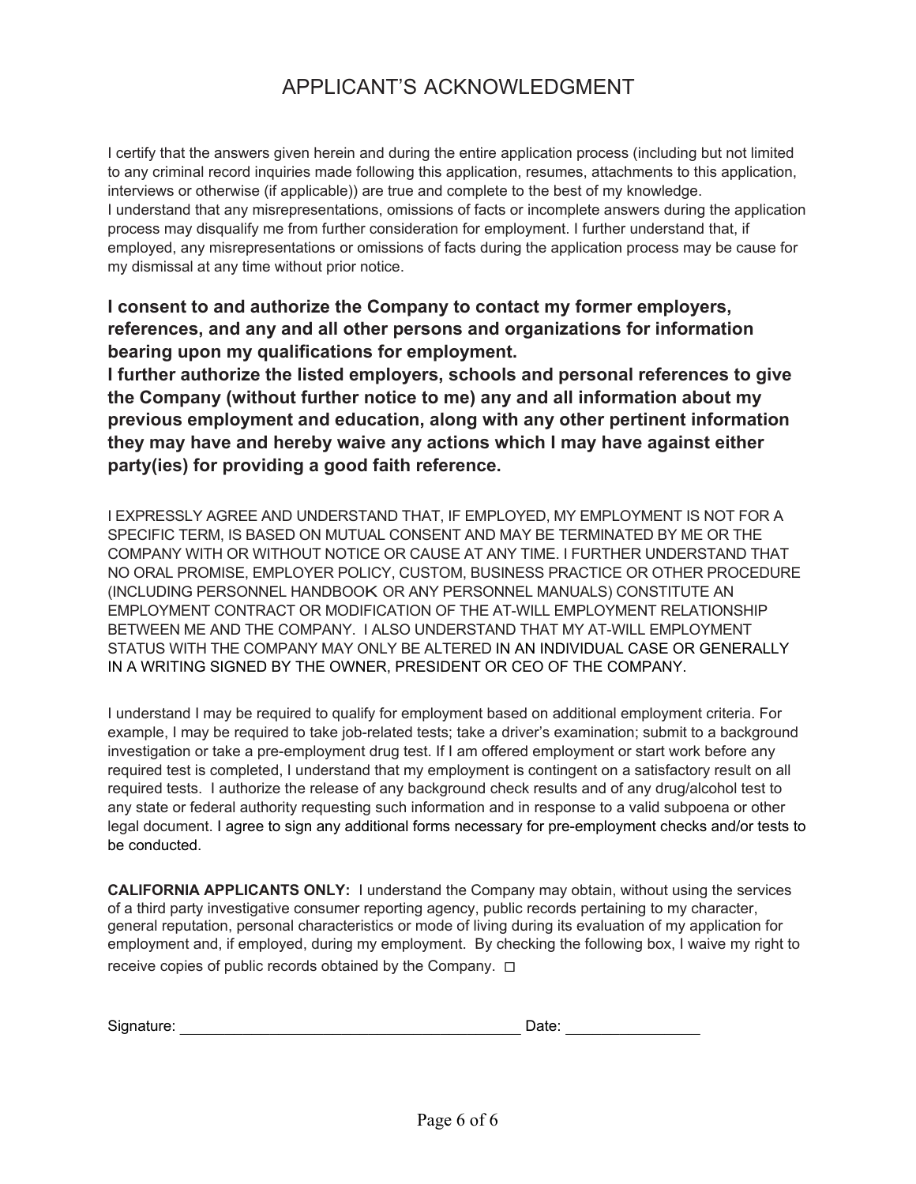# APPLICANT'S ACKNOWLEDGMENT

I certify that the answers given herein and during the entire application process (including but not limited to any criminal record inquiries made following this application, resumes, attachments to this application, interviews or otherwise (if applicable)) are true and complete to the best of my knowledge.
I understand that any misrepresentations, omissions of facts or incomplete answers during the application process may disqualify me from further consideration for employment. I further understand that, if employed, any misrepresentations or omissions of facts during the application process may be cause for my dismissal at any time without prior notice.

**I consent to and authorize the Company to contact my former employers, references, and any and all other persons and organizations for information bearing upon my qualifications for employment.**
**I further authorize the listed employers, schools and personal references to give the Company (without further notice to me) any and all information about my previous employment and education, along with any other pertinent information they may have and hereby waive any actions which I may have against either party(ies) for providing a good faith reference.**

I EXPRESSLY AGREE AND UNDERSTAND THAT, IF EMPLOYED, MY EMPLOYMENT IS NOT FOR A SPECIFIC TERM, IS BASED ON MUTUAL CONSENT AND MAY BE TERMINATED BY ME OR THE COMPANY WITH OR WITHOUT NOTICE OR CAUSE AT ANY TIME. I FURTHER UNDERSTAND THAT NO ORAL PROMISE, EMPLOYER POLICY, CUSTOM, BUSINESS PRACTICE OR OTHER PROCEDURE (INCLUDING PERSONNEL HANDBOOK OR ANY PERSONNEL MANUALS) CONSTITUTE AN EMPLOYMENT CONTRACT OR MODIFICATION OF THE AT-WILL EMPLOYMENT RELATIONSHIP BETWEEN ME AND THE COMPANY. I ALSO UNDERSTAND THAT MY AT-WILL EMPLOYMENT STATUS WITH THE COMPANY MAY ONLY BE ALTERED IN AN INDIVIDUAL CASE OR GENERALLY IN A WRITING SIGNED BY THE OWNER, PRESIDENT OR CEO OF THE COMPANY.

I understand I may be required to qualify for employment based on additional employment criteria. For example, I may be required to take job-related tests; take a driver's examination; submit to a background investigation or take a pre-employment drug test. If I am offered employment or start work before any required test is completed, I understand that my employment is contingent on a satisfactory result on all required tests. I authorize the release of any background check results and of any drug/alcohol test to any state or federal authority requesting such information and in response to a valid subpoena or other legal document. I agree to sign any additional forms necessary for pre-employment checks and/or tests to be conducted.

**CALIFORNIA APPLICANTS ONLY:** I understand the Company may obtain, without using the services of a third party investigative consumer reporting agency, public records pertaining to my character, general reputation, personal characteristics or mode of living during its evaluation of my application for employment and, if employed, during my employment. By checking the following box, I waive my right to receive copies of public records obtained by the Company. ☐

Signature: ______________________________ Date: ______________